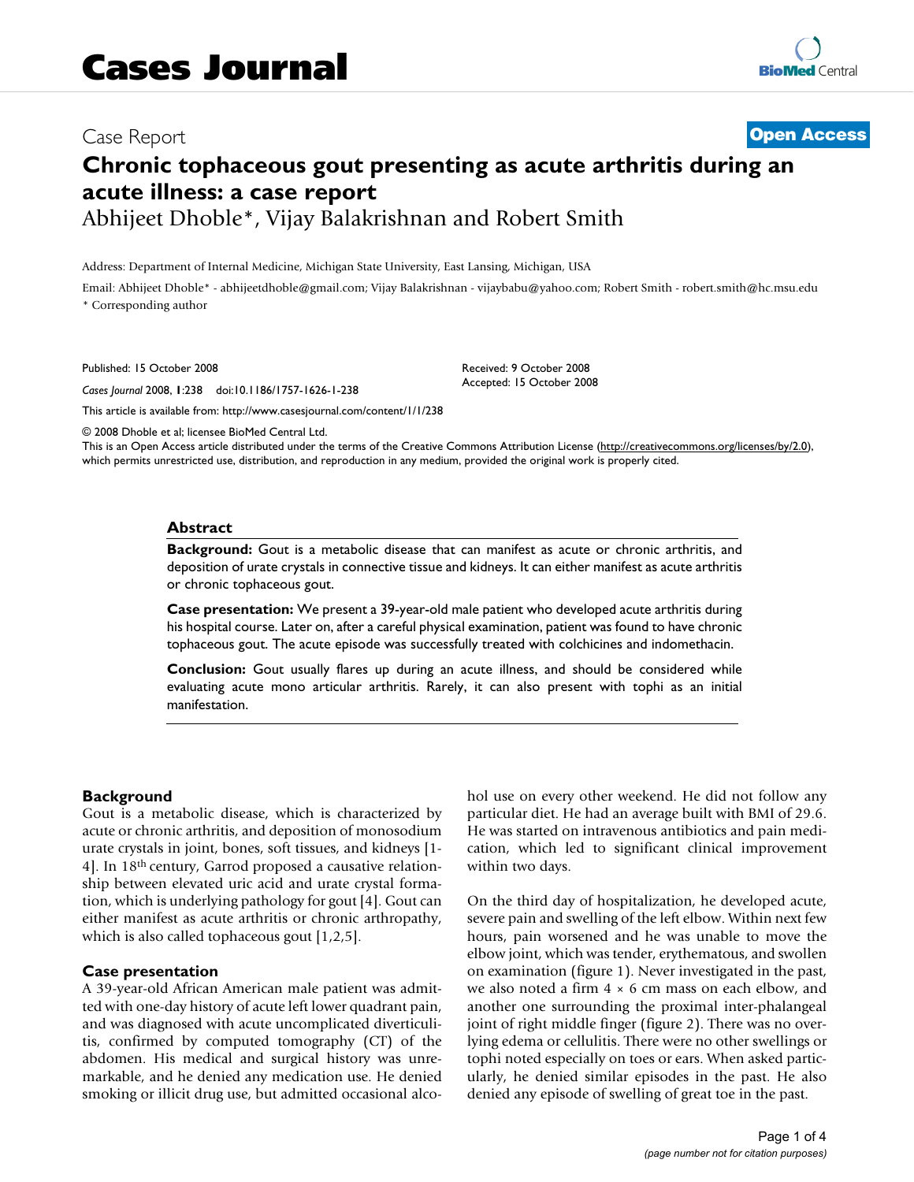# Cases Journal

Case Report **Open Access**

# Chronic tophaceous gout presenting as acute arthritis during an acute illness: a case report

Abhijeet Dhoble*, Vijay Balakrishnan and Robert Smith

Address: Department of Internal Medicine, Michigan State University, East Lansing, Michigan, USA

Email: Abhijeet Dhoble* - abhijeetdhoble@gmail.com; Vijay Balakrishnan - vijaybabu@yahoo.com; Robert Smith - robert.smith@hc.msu.edu

* Corresponding author

Published: 15 October 2008

*Cases Journal* 2008, **1**:238 doi:10.1186/1757-1626-1-238

Received: 9 October 2008
Accepted: 15 October 2008

This article is available from: http://www.casesjournal.com/content/1/1/238

© 2008 Dhoble et al; licensee BioMed Central Ltd.

This is an Open Access article distributed under the terms of the Creative Commons Attribution License (http://creativecommons.org/licenses/by/2.0), which permits unrestricted use, distribution, and reproduction in any medium, provided the original work is properly cited.

## Abstract

**Background:** Gout is a metabolic disease that can manifest as acute or chronic arthritis, and deposition of urate crystals in connective tissue and kidneys. It can either manifest as acute arthritis or chronic tophaceous gout.

**Case presentation:** We present a 39-year-old male patient who developed acute arthritis during his hospital course. Later on, after a careful physical examination, patient was found to have chronic tophaceous gout. The acute episode was successfully treated with colchicines and indomethacin.

**Conclusion:** Gout usually flares up during an acute illness, and should be considered while evaluating acute mono articular arthritis. Rarely, it can also present with tophi as an initial manifestation.

## Background

Gout is a metabolic disease, which is characterized by acute or chronic arthritis, and deposition of monosodium urate crystals in joint, bones, soft tissues, and kidneys [1-4]. In 18th century, Garrod proposed a causative relationship between elevated uric acid and urate crystal formation, which is underlying pathology for gout [4]. Gout can either manifest as acute arthritis or chronic arthropathy, which is also called tophaceous gout [1,2,5].

## Case presentation

A 39-year-old African American male patient was admitted with one-day history of acute left lower quadrant pain, and was diagnosed with acute uncomplicated diverticulitis, confirmed by computed tomography (CT) of the abdomen. His medical and surgical history was unremarkable, and he denied any medication use. He denied smoking or illicit drug use, but admitted occasional alcohol use on every other weekend. He did not follow any particular diet. He had an average built with BMI of 29.6. He was started on intravenous antibiotics and pain medication, which led to significant clinical improvement within two days.

On the third day of hospitalization, he developed acute, severe pain and swelling of the left elbow. Within next few hours, pain worsened and he was unable to move the elbow joint, which was tender, erythematous, and swollen on examination (figure 1). Never investigated in the past, we also noted a firm 4 × 6 cm mass on each elbow, and another one surrounding the proximal inter-phalangeal joint of right middle finger (figure 2). There was no overlying edema or cellulitis. There were no other swellings or tophi noted especially on toes or ears. When asked particularly, he denied similar episodes in the past. He also denied any episode of swelling of great toe in the past.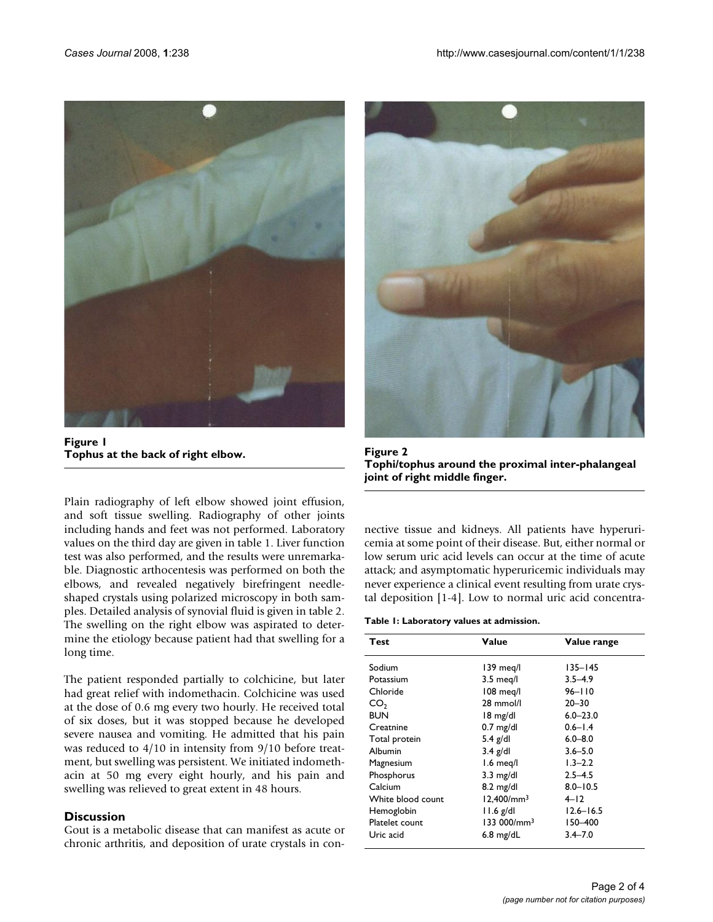Figure 1
**Tophus at the back of right elbow.**

Figure 2
**Tophi/tophus around the proximal inter-phalangeal joint of right middle finger.**

Plain radiography of left elbow showed joint effusion, and soft tissue swelling. Radiography of other joints including hands and feet was not performed. Laboratory values on the third day are given in table 1. Liver function test was also performed, and the results were unremarkable. Diagnostic arthocentesis was performed on both the elbows, and revealed negatively birefringent needle-shaped crystals using polarized microscopy in both samples. Detailed analysis of synovial fluid is given in table 2. The swelling on the right elbow was aspirated to determine the etiology because patient had that swelling for a long time.

The patient responded partially to colchicine, but later had great relief with indomethacin. Colchicine was used at the dose of 0.6 mg every two hourly. He received total of six doses, but it was stopped because he developed severe nausea and vomiting. He admitted that his pain was reduced to 4/10 in intensity from 9/10 before treatment, but swelling was persistent. We initiated indomethacin at 50 mg every eight hourly, and his pain and swelling was relieved to great extent in 48 hours.

## Discussion

Gout is a metabolic disease that can manifest as acute or chronic arthritis, and deposition of urate crystals in connective tissue and kidneys. All patients have hyperuricemia at some point of their disease. But, either normal or low serum uric acid levels can occur at the time of acute attack; and asymptomatic hyperuricemic individuals may never experience a clinical event resulting from urate crystal deposition [1-4]. Low to normal uric acid concentra-

**Table 1: Laboratory values at admission.**

| Test | Value | Value range |
|---|---|---|
| Sodium | 139 meq/l | 135–145 |
| Potassium | 3.5 meq/l | 3.5–4.9 |
| Chloride | 108 meq/l | 96–110 |
| $CO_2$ | 28 mmol/l | 20–30 |
| BUN | 18 mg/dl | 6.0–23.0 |
| Creatnine | 0.7 mg/dl | 0.6–1.4 |
| Total protein | 5.4 g/dl | 6.0–8.0 |
| Albumin | 3.4 g/dl | 3.6–5.0 |
| Magnesium | 1.6 meq/l | 1.3–2.2 |
| Phosphorus | 3.3 mg/dl | 2.5–4.5 |
| Calcium | 8.2 mg/dl | 8.0–10.5 |
| White blood count | 12,400/$mm^3$ | 4–12 |
| Hemoglobin | 11.6 g/dl | 12.6–16.5 |
| Platelet count | 133 000/$mm^3$ | 150–400 |
| Uric acid | 6.8 mg/dL | 3.4–7.0 |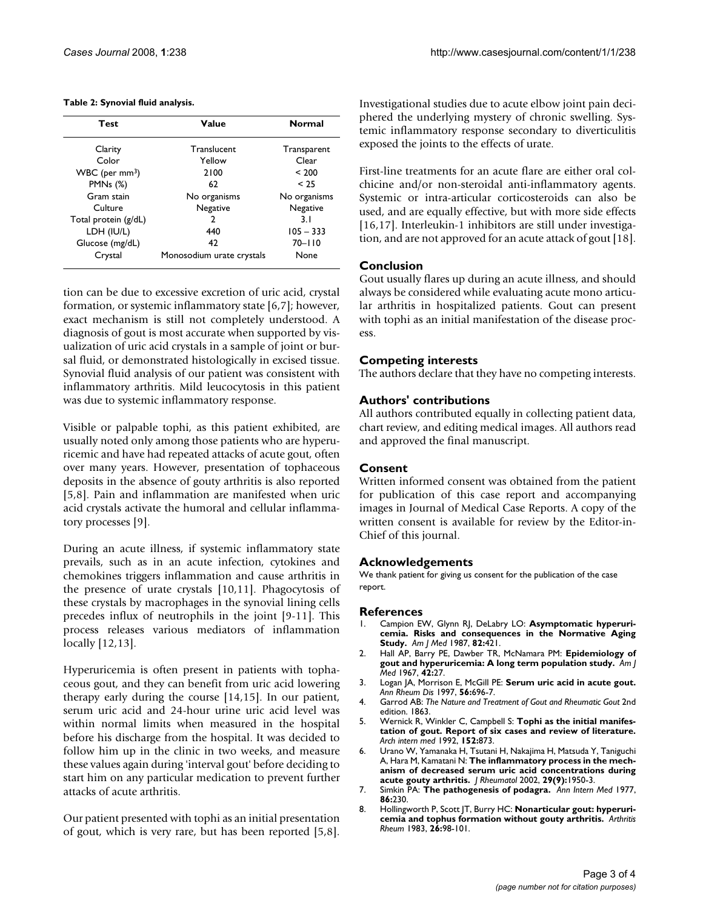**Table 2: Synovial fluid analysis.**

| Test | Value | Normal |
|---|---|---|
| Clarity | Translucent | Transparent |
| Color | Yellow | Clear |
| WBC (per mm$^3$) | 2100 | < 200 |
| PMNs (%) | 62 | < 25 |
| Gram stain | No organisms | No organisms |
| Culture | Negative | Negative |
| Total protein (g/dL) | 2 | 3.1 |
| LDH (IU/L) | 440 | 105 – 333 |
| Glucose (mg/dL) | 42 | 70–110 |
| Crystal | Monosodium urate crystals | None |

tion can be due to excessive excretion of uric acid, crystal formation, or systemic inflammatory state [6,7]; however, exact mechanism is still not completely understood. A diagnosis of gout is most accurate when supported by visualization of uric acid crystals in a sample of joint or bursal fluid, or demonstrated histologically in excised tissue. Synovial fluid analysis of our patient was consistent with inflammatory arthritis. Mild leucocytosis in this patient was due to systemic inflammatory response.

Visible or palpable tophi, as this patient exhibited, are usually noted only among those patients who are hyperuricemic and have had repeated attacks of acute gout, often over many years. However, presentation of tophaceous deposits in the absence of gouty arthritis is also reported [5,8]. Pain and inflammation are manifested when uric acid crystals activate the humoral and cellular inflammatory processes [9].

During an acute illness, if systemic inflammatory state prevails, such as in an acute infection, cytokines and chemokines triggers inflammation and cause arthritis in the presence of urate crystals [10,11]. Phagocytosis of these crystals by macrophages in the synovial lining cells precedes influx of neutrophils in the joint [9-11]. This process releases various mediators of inflammation locally [12,13].

Hyperuricemia is often present in patients with tophaceous gout, and they can benefit from uric acid lowering therapy early during the course [14,15]. In our patient, serum uric acid and 24-hour urine uric acid level was within normal limits when measured in the hospital before his discharge from the hospital. It was decided to follow him up in the clinic in two weeks, and measure these values again during 'interval gout' before deciding to start him on any particular medication to prevent further attacks of acute arthritis.

Our patient presented with tophi as an initial presentation of gout, which is very rare, but has been reported [5,8]. Investigational studies due to acute elbow joint pain deciphered the underlying mystery of chronic swelling. Systemic inflammatory response secondary to diverticulitis exposed the joints to the effects of urate.

First-line treatments for an acute flare are either oral colchicine and/or non-steroidal anti-inflammatory agents. Systemic or intra-articular corticosteroids can also be used, and are equally effective, but with more side effects [16,17]. Interleukin-1 inhibitors are still under investigation, and are not approved for an acute attack of gout [18].

## Conclusion

Gout usually flares up during an acute illness, and should always be considered while evaluating acute mono articular arthritis in hospitalized patients. Gout can present with tophi as an initial manifestation of the disease process.

## Competing interests

The authors declare that they have no competing interests.

## Authors' contributions

All authors contributed equally in collecting patient data, chart review, and editing medical images. All authors read and approved the final manuscript.

## Consent

Written informed consent was obtained from the patient for publication of this case report and accompanying images in Journal of Medical Case Reports. A copy of the written consent is available for review by the Editor-in-Chief of this journal.

## Acknowledgements

We thank patient for giving us consent for the publication of the case report.

## References

1. Campion EW, Glynn RJ, DeLabry LO: **Asymptomatic hyperuricemia. Risks and consequences in the Normative Aging Study.** *Am J Med* 1987, **82:**421.
2. Hall AP, Barry PE, Dawber TR, McNamara PM: **Epidemiology of gout and hyperuricemia: A long term population study.** *Am J Med* 1967, **42:**27.
3. Logan JA, Morrison E, McGill PE: **Serum uric acid in acute gout.** *Ann Rheum Dis* 1997, **56:**696-7.
4. Garrod AB: *The Nature and Treatment of Gout and Rheumatic Gout* 2nd edition. 1863.
5. Wernick R, Winkler C, Campbell S: **Tophi as the initial manifestation of gout. Report of six cases and review of literature.** *Arch intern med* 1992, **152:**873.
6. Urano W, Yamanaka H, Tsutani H, Nakajima H, Matsuda Y, Taniguchi A, Hara M, Kamatani N: **The inflammatory process in the mechanism of decreased serum uric acid concentrations during acute gouty arthritis.** *J Rheumatol* 2002, **29(9):**1950-3.
7. Simkin PA: **The pathogenesis of podagra.** *Ann Intern Med* 1977, **86:**230.
8. Hollingworth P, Scott JT, Burry HC: **Nonarticular gout: hyperuricemia and tophus formation without gouty arthritis.** *Arthritis Rheum* 1983, **26:**98-101.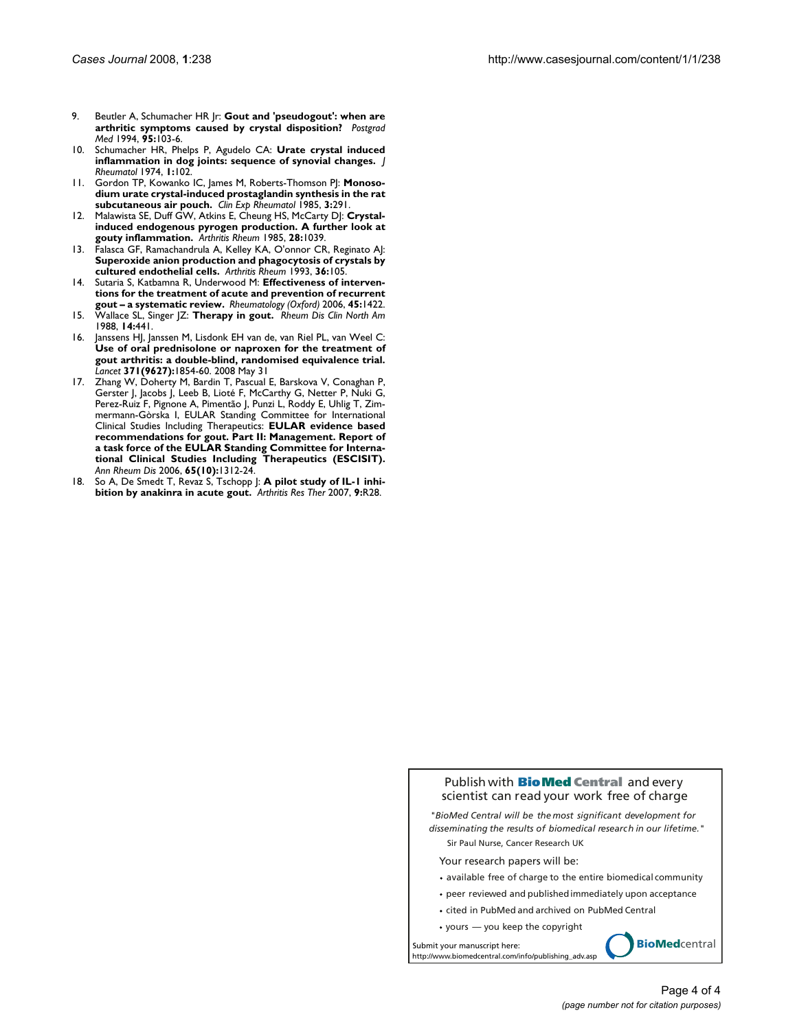9. Beutler A, Schumacher HR Jr: **Gout and 'pseudogout': when are arthritic symptoms caused by crystal disposition?** *Postgrad Med* 1994, **95:**103-6.
10. Schumacher HR, Phelps P, Agudelo CA: **Urate crystal induced inflammation in dog joints: sequence of synovial changes.** *J Rheumatol* 1974, **1:**102.
11. Gordon TP, Kowanko IC, James M, Roberts-Thomson PJ: **Monosodium urate crystal-induced prostaglandin synthesis in the rat subcutaneous air pouch.** *Clin Exp Rheumatol* 1985, **3:**291.
12. Malawista SE, Duff GW, Atkins E, Cheung HS, McCarty DJ: **Crystal-induced endogenous pyrogen production. A further look at gouty inflammation.** *Arthritis Rheum* 1985, **28:**1039.
13. Falasca GF, Ramachandrula A, Kelley KA, O'onnor CR, Reginato AJ: **Superoxide anion production and phagocytosis of crystals by cultured endothelial cells.** *Arthritis Rheum* 1993, **36:**105.
14. Sutaria S, Katbamna R, Underwood M: **Effectiveness of interventions for the treatment of acute and prevention of recurrent gout – a systematic review.** *Rheumatology (Oxford)* 2006, **45:**1422.
15. Wallace SL, Singer JZ: **Therapy in gout.** *Rheum Dis Clin North Am* 1988, **14:**441.
16. Janssens HJ, Janssen M, Lisdonk EH van de, van Riel PL, van Weel C: **Use of oral prednisolone or naproxen for the treatment of gout arthritis: a double-blind, randomised equivalence trial.** *Lancet* **371(9627):**1854-60. 2008 May 31
17. Zhang W, Doherty M, Bardin T, Pascual E, Barskova V, Conaghan P, Gerster J, Jacobs J, Leeb B, Lioté F, McCarthy G, Netter P, Nuki G, Perez-Ruiz F, Pignone A, Pimentão J, Punzi L, Roddy E, Uhlig T, Zimmermann-Gòrska I, EULAR Standing Committee for International Clinical Studies Including Therapeutics: **EULAR evidence based recommendations for gout. Part II: Management. Report of a task force of the EULAR Standing Committee for International Clinical Studies Including Therapeutics (ESCISIT).** *Ann Rheum Dis* 2006, **65(10):**1312-24.
18. So A, De Smedt T, Revaz S, Tschopp J: **A pilot study of IL-1 inhibition by anakinra in acute gout.** *Arthritis Res Ther* 2007, **9:**R28.

Publish with **BioMed Central** and every scientist can read your work free of charge

*"BioMed Central will be the most significant development for disseminating the results of biomedical research in our lifetime."*

Sir Paul Nurse, Cancer Research UK

Your research papers will be:

- available free of charge to the entire biomedical community
- peer reviewed and published immediately upon acceptance
- cited in PubMed and archived on PubMed Central
- yours — you keep the copyright

Submit your manuscript here:
http://www.biomedcentral.com/info/publishing_adv.asp

BioMedcentral